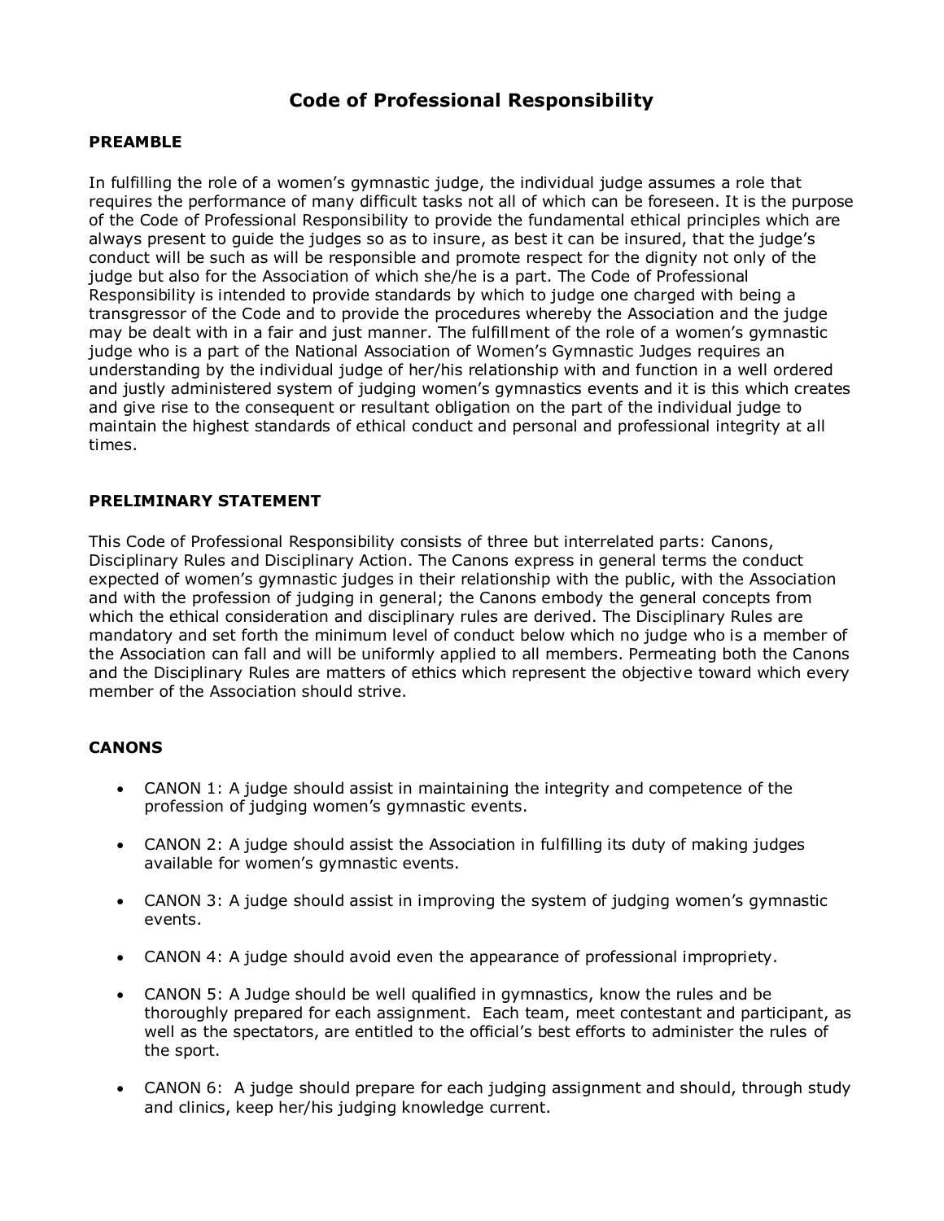# Code of Professional Responsibility

## PREAMBLE

In fulfilling the role of a women's gymnastic judge, the individual judge assumes a role that requires the performance of many difficult tasks not all of which can be foreseen. It is the purpose of the Code of Professional Responsibility to provide the fundamental ethical principles which are always present to guide the judges so as to insure, as best it can be insured, that the judge's conduct will be such as will be responsible and promote respect for the dignity not only of the judge but also for the Association of which she/he is a part. The Code of Professional Responsibility is intended to provide standards by which to judge one charged with being a transgressor of the Code and to provide the procedures whereby the Association and the judge may be dealt with in a fair and just manner. The fulfillment of the role of a women's gymnastic judge who is a part of the National Association of Women's Gymnastic Judges requires an understanding by the individual judge of her/his relationship with and function in a well ordered and justly administered system of judging women's gymnastics events and it is this which creates and give rise to the consequent or resultant obligation on the part of the individual judge to maintain the highest standards of ethical conduct and personal and professional integrity at all times.

## PRELIMINARY STATEMENT

This Code of Professional Responsibility consists of three but interrelated parts: Canons, Disciplinary Rules and Disciplinary Action. The Canons express in general terms the conduct expected of women's gymnastic judges in their relationship with the public, with the Association and with the profession of judging in general; the Canons embody the general concepts from which the ethical consideration and disciplinary rules are derived. The Disciplinary Rules are mandatory and set forth the minimum level of conduct below which no judge who is a member of the Association can fall and will be uniformly applied to all members. Permeating both the Canons and the Disciplinary Rules are matters of ethics which represent the objective toward which every member of the Association should strive.

## CANONS

- CANON 1: A judge should assist in maintaining the integrity and competence of the profession of judging women's gymnastic events.
- CANON 2: A judge should assist the Association in fulfilling its duty of making judges available for women's gymnastic events.
- CANON 3: A judge should assist in improving the system of judging women's gymnastic events.
- CANON 4: A judge should avoid even the appearance of professional impropriety.
- CANON 5: A Judge should be well qualified in gymnastics, know the rules and be thoroughly prepared for each assignment. Each team, meet contestant and participant, as well as the spectators, are entitled to the official's best efforts to administer the rules of the sport.
- CANON 6: A judge should prepare for each judging assignment and should, through study and clinics, keep her/his judging knowledge current.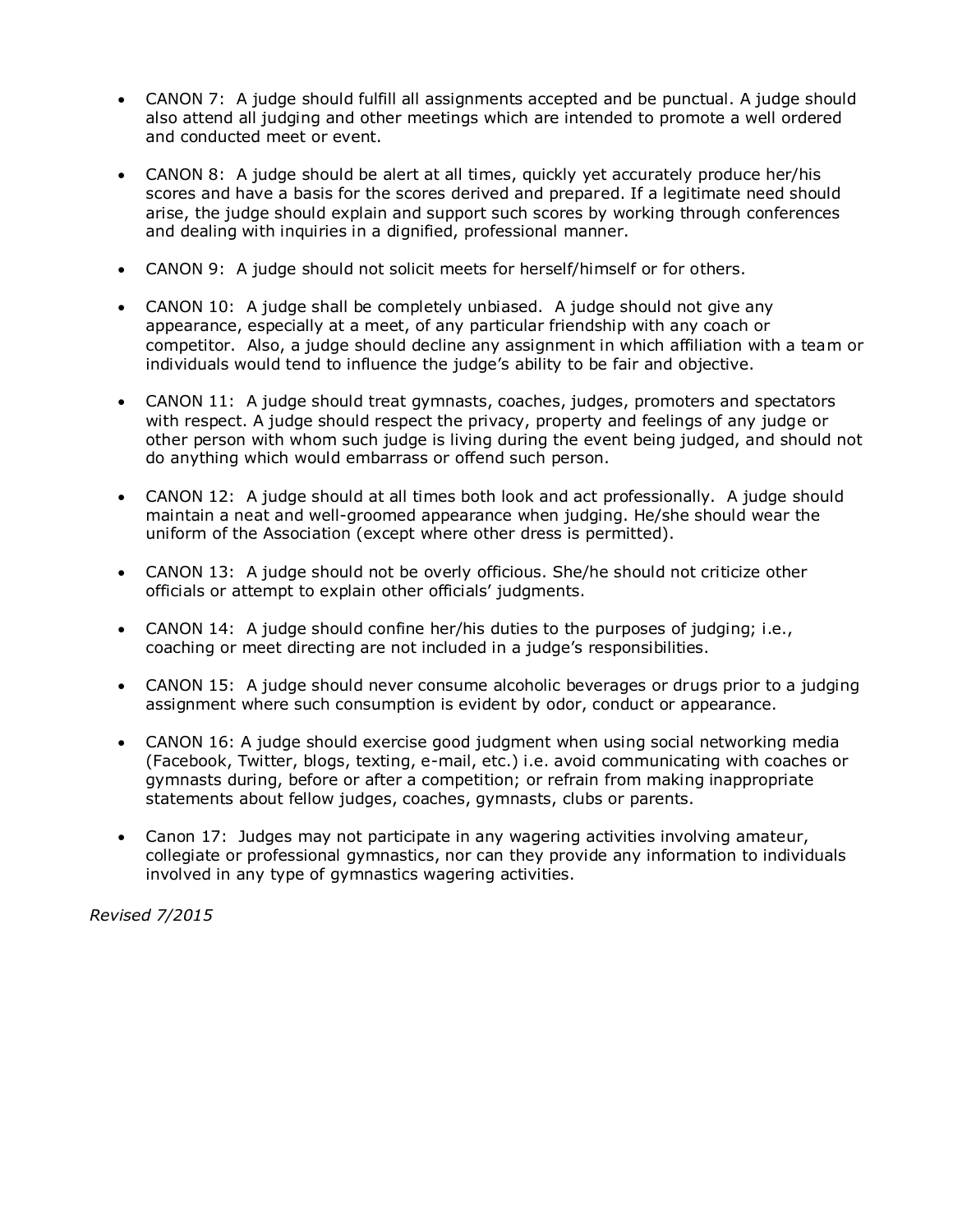- CANON 7: A judge should fulfill all assignments accepted and be punctual. A judge should also attend all judging and other meetings which are intended to promote a well ordered and conducted meet or event.

- CANON 8: A judge should be alert at all times, quickly yet accurately produce her/his scores and have a basis for the scores derived and prepared. If a legitimate need should arise, the judge should explain and support such scores by working through conferences and dealing with inquiries in a dignified, professional manner.

- CANON 9: A judge should not solicit meets for herself/himself or for others.

- CANON 10: A judge shall be completely unbiased. A judge should not give any appearance, especially at a meet, of any particular friendship with any coach or competitor. Also, a judge should decline any assignment in which affiliation with a team or individuals would tend to influence the judge's ability to be fair and objective.

- CANON 11: A judge should treat gymnasts, coaches, judges, promoters and spectators with respect. A judge should respect the privacy, property and feelings of any judge or other person with whom such judge is living during the event being judged, and should not do anything which would embarrass or offend such person.

- CANON 12: A judge should at all times both look and act professionally. A judge should maintain a neat and well-groomed appearance when judging. He/she should wear the uniform of the Association (except where other dress is permitted).

- CANON 13: A judge should not be overly officious. She/he should not criticize other officials or attempt to explain other officials' judgments.

- CANON 14: A judge should confine her/his duties to the purposes of judging; i.e., coaching or meet directing are not included in a judge's responsibilities.

- CANON 15: A judge should never consume alcoholic beverages or drugs prior to a judging assignment where such consumption is evident by odor, conduct or appearance.

- CANON 16: A judge should exercise good judgment when using social networking media (Facebook, Twitter, blogs, texting, e-mail, etc.) i.e. avoid communicating with coaches or gymnasts during, before or after a competition; or refrain from making inappropriate statements about fellow judges, coaches, gymnasts, clubs or parents.

- Canon 17: Judges may not participate in any wagering activities involving amateur, collegiate or professional gymnastics, nor can they provide any information to individuals involved in any type of gymnastics wagering activities.

*Revised 7/2015*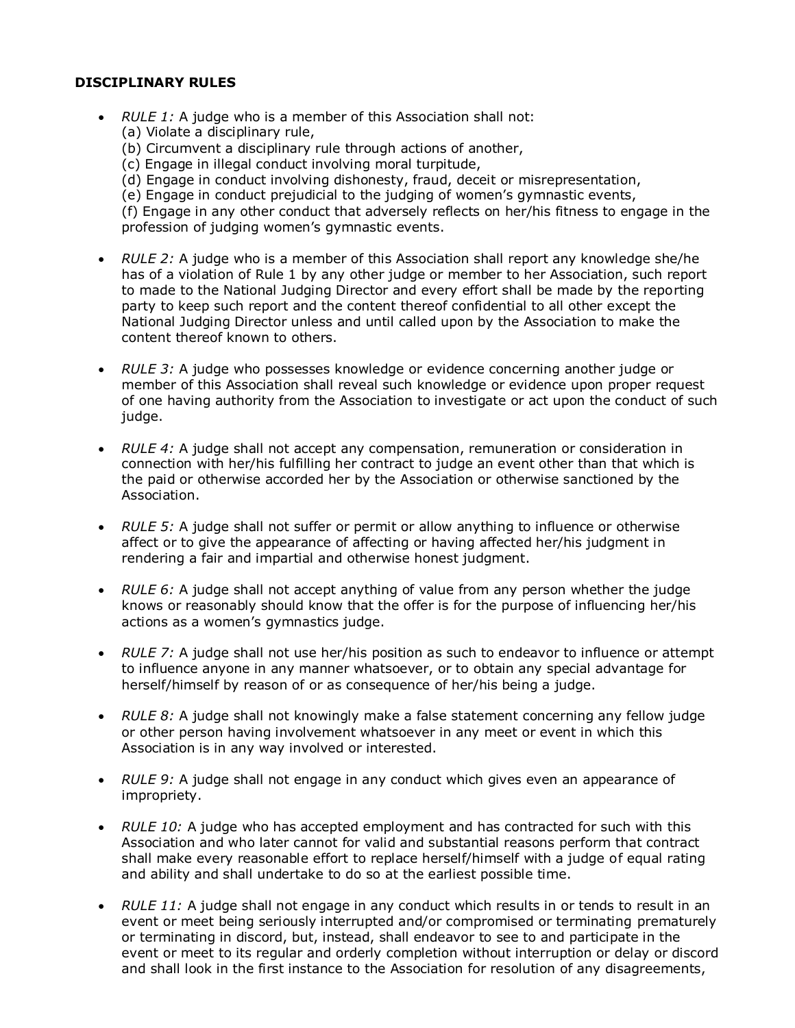**DISCIPLINARY RULES**

- *RULE 1:* A judge who is a member of this Association shall not:
  (a) Violate a disciplinary rule,
  (b) Circumvent a disciplinary rule through actions of another,
  (c) Engage in illegal conduct involving moral turpitude,
  (d) Engage in conduct involving dishonesty, fraud, deceit or misrepresentation,
  (e) Engage in conduct prejudicial to the judging of women's gymnastic events,
  (f) Engage in any other conduct that adversely reflects on her/his fitness to engage in the profession of judging women's gymnastic events.

- *RULE 2:* A judge who is a member of this Association shall report any knowledge she/he has of a violation of Rule 1 by any other judge or member to her Association, such report to made to the National Judging Director and every effort shall be made by the reporting party to keep such report and the content thereof confidential to all other except the National Judging Director unless and until called upon by the Association to make the content thereof known to others.

- *RULE 3:* A judge who possesses knowledge or evidence concerning another judge or member of this Association shall reveal such knowledge or evidence upon proper request of one having authority from the Association to investigate or act upon the conduct of such judge.

- *RULE 4:* A judge shall not accept any compensation, remuneration or consideration in connection with her/his fulfilling her contract to judge an event other than that which is the paid or otherwise accorded her by the Association or otherwise sanctioned by the Association.

- *RULE 5:* A judge shall not suffer or permit or allow anything to influence or otherwise affect or to give the appearance of affecting or having affected her/his judgment in rendering a fair and impartial and otherwise honest judgment.

- *RULE 6:* A judge shall not accept anything of value from any person whether the judge knows or reasonably should know that the offer is for the purpose of influencing her/his actions as a women's gymnastics judge.

- *RULE 7:* A judge shall not use her/his position as such to endeavor to influence or attempt to influence anyone in any manner whatsoever, or to obtain any special advantage for herself/himself by reason of or as consequence of her/his being a judge.

- *RULE 8:* A judge shall not knowingly make a false statement concerning any fellow judge or other person having involvement whatsoever in any meet or event in which this Association is in any way involved or interested.

- *RULE 9:* A judge shall not engage in any conduct which gives even an appearance of impropriety.

- *RULE 10:* A judge who has accepted employment and has contracted for such with this Association and who later cannot for valid and substantial reasons perform that contract shall make every reasonable effort to replace herself/himself with a judge of equal rating and ability and shall undertake to do so at the earliest possible time.

- *RULE 11:* A judge shall not engage in any conduct which results in or tends to result in an event or meet being seriously interrupted and/or compromised or terminating prematurely or terminating in discord, but, instead, shall endeavor to see to and participate in the event or meet to its regular and orderly completion without interruption or delay or discord and shall look in the first instance to the Association for resolution of any disagreements,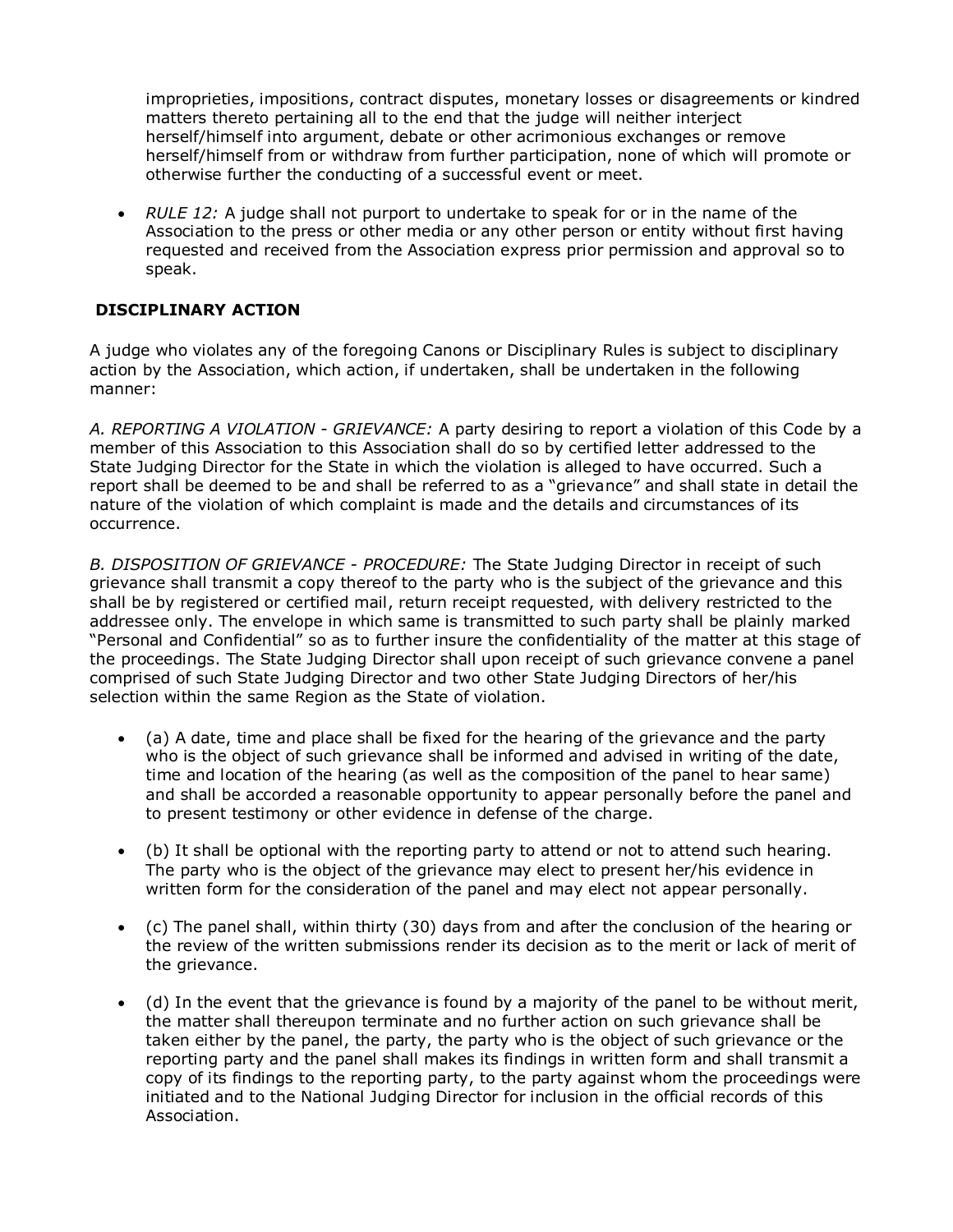improprieties, impositions, contract disputes, monetary losses or disagreements or kindred matters thereto pertaining all to the end that the judge will neither interject herself/himself into argument, debate or other acrimonious exchanges or remove herself/himself from or withdraw from further participation, none of which will promote or otherwise further the conducting of a successful event or meet.

- *RULE 12:* A judge shall not purport to undertake to speak for or in the name of the Association to the press or other media or any other person or entity without first having requested and received from the Association express prior permission and approval so to speak.

**DISCIPLINARY ACTION**

A judge who violates any of the foregoing Canons or Disciplinary Rules is subject to disciplinary action by the Association, which action, if undertaken, shall be undertaken in the following manner:

*A. REPORTING A VIOLATION - GRIEVANCE:* A party desiring to report a violation of this Code by a member of this Association to this Association shall do so by certified letter addressed to the State Judging Director for the State in which the violation is alleged to have occurred. Such a report shall be deemed to be and shall be referred to as a "grievance" and shall state in detail the nature of the violation of which complaint is made and the details and circumstances of its occurrence.

*B. DISPOSITION OF GRIEVANCE - PROCEDURE:* The State Judging Director in receipt of such grievance shall transmit a copy thereof to the party who is the subject of the grievance and this shall be by registered or certified mail, return receipt requested, with delivery restricted to the addressee only. The envelope in which same is transmitted to such party shall be plainly marked "Personal and Confidential" so as to further insure the confidentiality of the matter at this stage of the proceedings. The State Judging Director shall upon receipt of such grievance convene a panel comprised of such State Judging Director and two other State Judging Directors of her/his selection within the same Region as the State of violation.

- (a) A date, time and place shall be fixed for the hearing of the grievance and the party who is the object of such grievance shall be informed and advised in writing of the date, time and location of the hearing (as well as the composition of the panel to hear same) and shall be accorded a reasonable opportunity to appear personally before the panel and to present testimony or other evidence in defense of the charge.
- (b) It shall be optional with the reporting party to attend or not to attend such hearing. The party who is the object of the grievance may elect to present her/his evidence in written form for the consideration of the panel and may elect not appear personally.
- (c) The panel shall, within thirty (30) days from and after the conclusion of the hearing or the review of the written submissions render its decision as to the merit or lack of merit of the grievance.
- (d) In the event that the grievance is found by a majority of the panel to be without merit, the matter shall thereupon terminate and no further action on such grievance shall be taken either by the panel, the party, the party who is the object of such grievance or the reporting party and the panel shall makes its findings in written form and shall transmit a copy of its findings to the reporting party, to the party against whom the proceedings were initiated and to the National Judging Director for inclusion in the official records of this Association.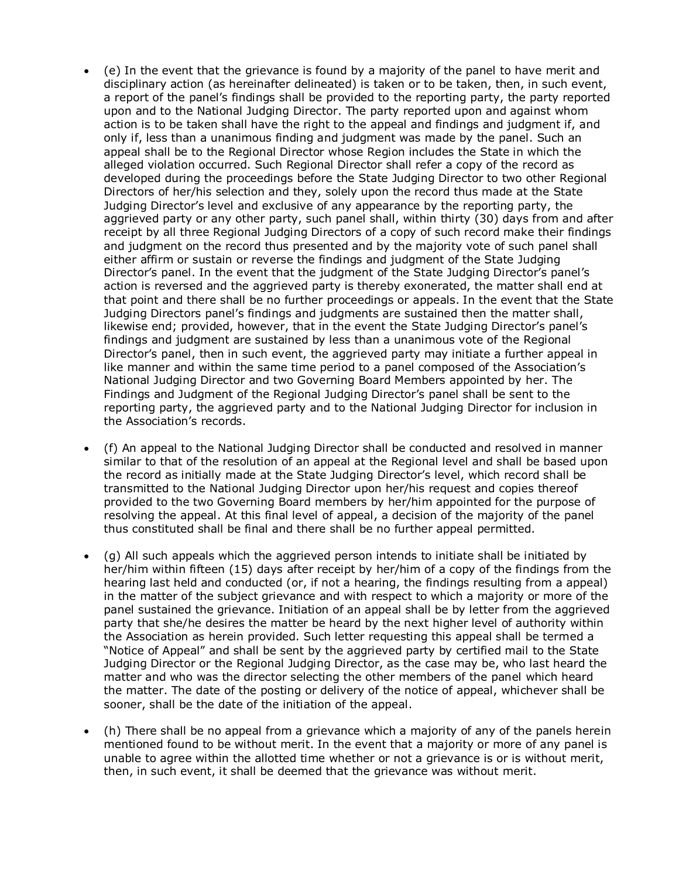- (e) In the event that the grievance is found by a majority of the panel to have merit and disciplinary action (as hereinafter delineated) is taken or to be taken, then, in such event, a report of the panel's findings shall be provided to the reporting party, the party reported upon and to the National Judging Director. The party reported upon and against whom action is to be taken shall have the right to the appeal and findings and judgment if, and only if, less than a unanimous finding and judgment was made by the panel. Such an appeal shall be to the Regional Director whose Region includes the State in which the alleged violation occurred. Such Regional Director shall refer a copy of the record as developed during the proceedings before the State Judging Director to two other Regional Directors of her/his selection and they, solely upon the record thus made at the State Judging Director's level and exclusive of any appearance by the reporting party, the aggrieved party or any other party, such panel shall, within thirty (30) days from and after receipt by all three Regional Judging Directors of a copy of such record make their findings and judgment on the record thus presented and by the majority vote of such panel shall either affirm or sustain or reverse the findings and judgment of the State Judging Director's panel. In the event that the judgment of the State Judging Director's panel's action is reversed and the aggrieved party is thereby exonerated, the matter shall end at that point and there shall be no further proceedings or appeals. In the event that the State Judging Directors panel's findings and judgments are sustained then the matter shall, likewise end; provided, however, that in the event the State Judging Director's panel's findings and judgment are sustained by less than a unanimous vote of the Regional Director's panel, then in such event, the aggrieved party may initiate a further appeal in like manner and within the same time period to a panel composed of the Association's National Judging Director and two Governing Board Members appointed by her. The Findings and Judgment of the Regional Judging Director's panel shall be sent to the reporting party, the aggrieved party and to the National Judging Director for inclusion in the Association's records.

- (f) An appeal to the National Judging Director shall be conducted and resolved in manner similar to that of the resolution of an appeal at the Regional level and shall be based upon the record as initially made at the State Judging Director's level, which record shall be transmitted to the National Judging Director upon her/his request and copies thereof provided to the two Governing Board members by her/him appointed for the purpose of resolving the appeal. At this final level of appeal, a decision of the majority of the panel thus constituted shall be final and there shall be no further appeal permitted.

- (g) All such appeals which the aggrieved person intends to initiate shall be initiated by her/him within fifteen (15) days after receipt by her/him of a copy of the findings from the hearing last held and conducted (or, if not a hearing, the findings resulting from a appeal) in the matter of the subject grievance and with respect to which a majority or more of the panel sustained the grievance. Initiation of an appeal shall be by letter from the aggrieved party that she/he desires the matter be heard by the next higher level of authority within the Association as herein provided. Such letter requesting this appeal shall be termed a "Notice of Appeal" and shall be sent by the aggrieved party by certified mail to the State Judging Director or the Regional Judging Director, as the case may be, who last heard the matter and who was the director selecting the other members of the panel which heard the matter. The date of the posting or delivery of the notice of appeal, whichever shall be sooner, shall be the date of the initiation of the appeal.

- (h) There shall be no appeal from a grievance which a majority of any of the panels herein mentioned found to be without merit. In the event that a majority or more of any panel is unable to agree within the allotted time whether or not a grievance is or is without merit, then, in such event, it shall be deemed that the grievance was without merit.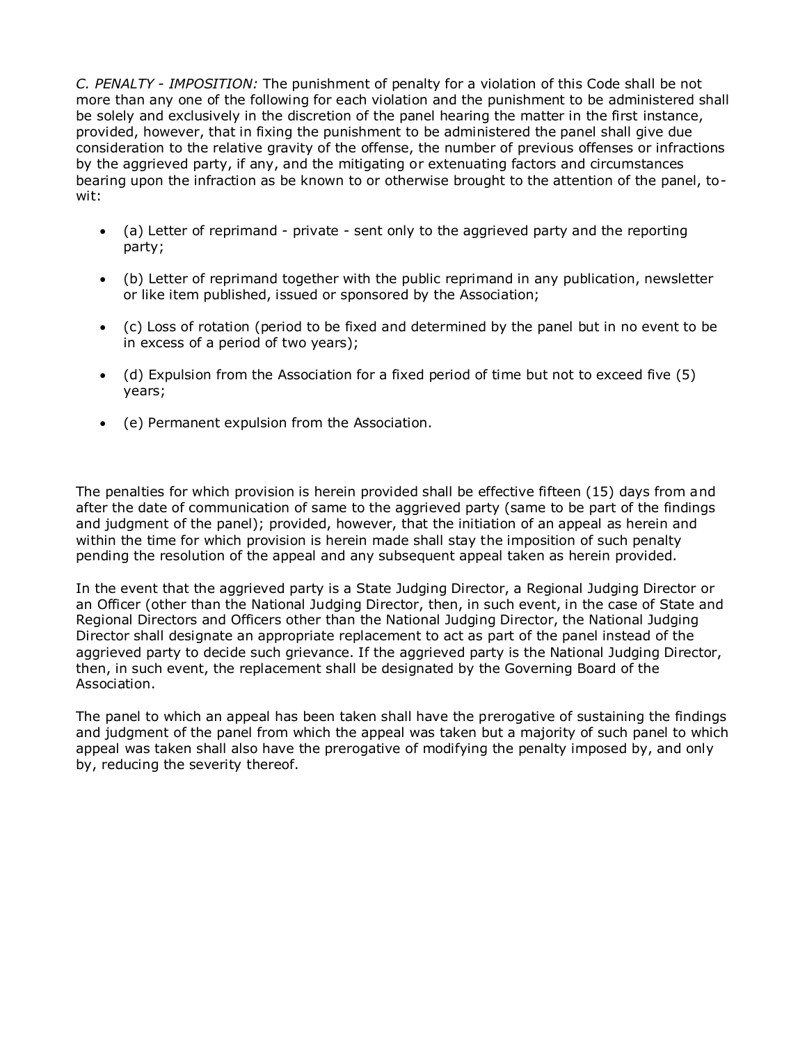*C. PENALTY - IMPOSITION:* The punishment of penalty for a violation of this Code shall be not more than any one of the following for each violation and the punishment to be administered shall be solely and exclusively in the discretion of the panel hearing the matter in the first instance, provided, however, that in fixing the punishment to be administered the panel shall give due consideration to the relative gravity of the offense, the number of previous offenses or infractions by the aggrieved party, if any, and the mitigating or extenuating factors and circumstances bearing upon the infraction as be known to or otherwise brought to the attention of the panel, to-wit:

- (a) Letter of reprimand - private - sent only to the aggrieved party and the reporting party;
- (b) Letter of reprimand together with the public reprimand in any publication, newsletter or like item published, issued or sponsored by the Association;
- (c) Loss of rotation (period to be fixed and determined by the panel but in no event to be in excess of a period of two years);
- (d) Expulsion from the Association for a fixed period of time but not to exceed five (5) years;
- (e) Permanent expulsion from the Association.

The penalties for which provision is herein provided shall be effective fifteen (15) days from and after the date of communication of same to the aggrieved party (same to be part of the findings and judgment of the panel); provided, however, that the initiation of an appeal as herein and within the time for which provision is herein made shall stay the imposition of such penalty pending the resolution of the appeal and any subsequent appeal taken as herein provided.

In the event that the aggrieved party is a State Judging Director, a Regional Judging Director or an Officer (other than the National Judging Director, then, in such event, in the case of State and Regional Directors and Officers other than the National Judging Director, the National Judging Director shall designate an appropriate replacement to act as part of the panel instead of the aggrieved party to decide such grievance. If the aggrieved party is the National Judging Director, then, in such event, the replacement shall be designated by the Governing Board of the Association.

The panel to which an appeal has been taken shall have the prerogative of sustaining the findings and judgment of the panel from which the appeal was taken but a majority of such panel to which appeal was taken shall also have the prerogative of modifying the penalty imposed by, and only by, reducing the severity thereof.